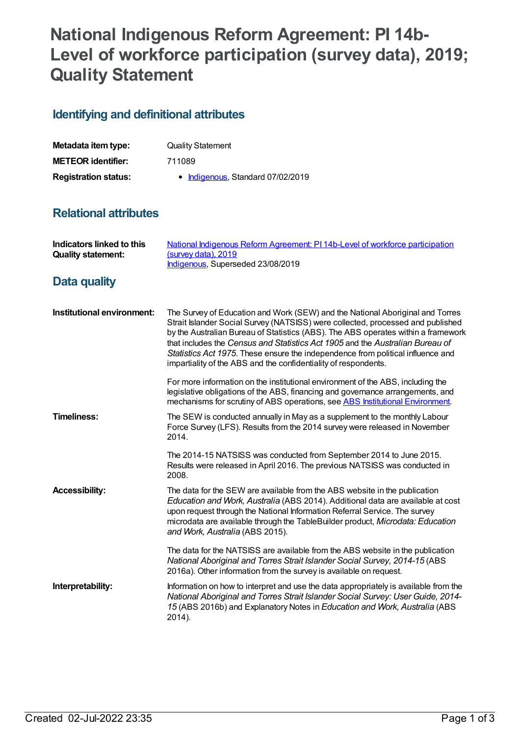# National Indigenous Reform Agreement: PI 14b-Level of workforce participation (survey data), 2019; Quality Statement

## Identifying and definitional attributes

| | |
|---|---|
| **Metadata item type:** | Quality Statement |
| **METEOR identifier:** | 711089 |
| **Registration status:** | • Indigenous, Standard 07/02/2019 |

## Relational attributes

| | |
|---|---|
| **Indicators linked to this Quality statement:** | National Indigenous Reform Agreement: PI 14b-Level of workforce participation (survey data), 2019<br>Indigenous, Superseded 23/08/2019 |

## Data quality

**Institutional environment:**

The Survey of Education and Work (SEW) and the National Aboriginal and Torres Strait Islander Social Survey (NATSISS) were collected, processed and published by the Australian Bureau of Statistics (ABS). The ABS operates within a framework that includes the *Census and Statistics Act 1905* and the *Australian Bureau of Statistics Act 1975*. These ensure the independence from political influence and impartiality of the ABS and the confidentiality of respondents.

For more information on the institutional environment of the ABS, including the legislative obligations of the ABS, financing and governance arrangements, and mechanisms for scrutiny of ABS operations, see ABS Institutional Environment.

**Timeliness:**

The SEW is conducted annually in May as a supplement to the monthly Labour Force Survey (LFS). Results from the 2014 survey were released in November 2014.

The 2014-15 NATSISS was conducted from September 2014 to June 2015. Results were released in April 2016. The previous NATSISS was conducted in 2008.

**Accessibility:**

The data for the SEW are available from the ABS website in the publication *Education and Work, Australia* (ABS 2014). Additional data are available at cost upon request through the National Information Referral Service. The survey microdata are available through the TableBuilder product, *Microdata: Education and Work, Australia* (ABS 2015).

The data for the NATSISS are available from the ABS website in the publication *National Aboriginal and Torres Strait Islander Social Survey, 2014-15* (ABS 2016a). Other information from the survey is available on request.

**Interpretability:**

Information on how to interpret and use the data appropriately is available from the *National Aboriginal and Torres Strait Islander Social Survey: User Guide, 2014-15* (ABS 2016b) and Explanatory Notes in *Education and Work, Australia* (ABS 2014).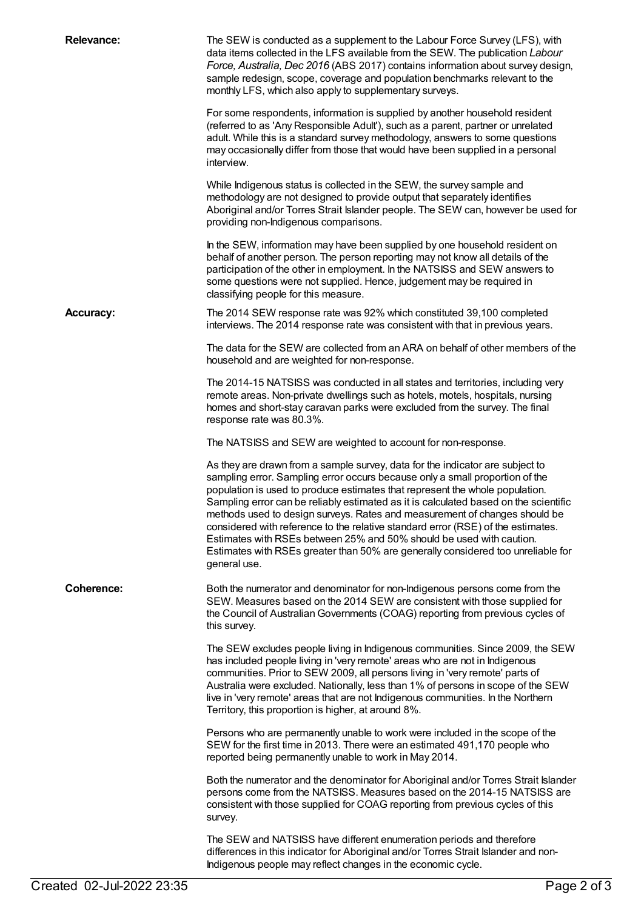**Relevance:**

The SEW is conducted as a supplement to the Labour Force Survey (LFS), with data items collected in the LFS available from the SEW. The publication *Labour Force, Australia, Dec 2016* (ABS 2017) contains information about survey design, sample redesign, scope, coverage and population benchmarks relevant to the monthly LFS, which also apply to supplementary surveys.

For some respondents, information is supplied by another household resident (referred to as 'Any Responsible Adult'), such as a parent, partner or unrelated adult. While this is a standard survey methodology, answers to some questions may occasionally differ from those that would have been supplied in a personal interview.

While Indigenous status is collected in the SEW, the survey sample and methodology are not designed to provide output that separately identifies Aboriginal and/or Torres Strait Islander people. The SEW can, however be used for providing non-Indigenous comparisons.

In the SEW, information may have been supplied by one household resident on behalf of another person. The person reporting may not know all details of the participation of the other in employment. In the NATSISS and SEW answers to some questions were not supplied. Hence, judgement may be required in classifying people for this measure.

**Accuracy:**

The 2014 SEW response rate was 92% which constituted 39,100 completed interviews. The 2014 response rate was consistent with that in previous years.

The data for the SEW are collected from an ARA on behalf of other members of the household and are weighted for non-response.

The 2014-15 NATSISS was conducted in all states and territories, including very remote areas. Non-private dwellings such as hotels, motels, hospitals, nursing homes and short-stay caravan parks were excluded from the survey. The final response rate was 80.3%.

The NATSISS and SEW are weighted to account for non-response.

As they are drawn from a sample survey, data for the indicator are subject to sampling error. Sampling error occurs because only a small proportion of the population is used to produce estimates that represent the whole population. Sampling error can be reliably estimated as it is calculated based on the scientific methods used to design surveys. Rates and measurement of changes should be considered with reference to the relative standard error (RSE) of the estimates. Estimates with RSEs between 25% and 50% should be used with caution. Estimates with RSEs greater than 50% are generally considered too unreliable for general use.

**Coherence:**

Both the numerator and denominator for non-Indigenous persons come from the SEW. Measures based on the 2014 SEW are consistent with those supplied for the Council of Australian Governments (COAG) reporting from previous cycles of this survey.

The SEW excludes people living in Indigenous communities. Since 2009, the SEW has included people living in 'very remote' areas who are not in Indigenous communities. Prior to SEW 2009, all persons living in 'very remote' parts of Australia were excluded. Nationally, less than 1% of persons in scope of the SEW live in 'very remote' areas that are not Indigenous communities. In the Northern Territory, this proportion is higher, at around 8%.

Persons who are permanently unable to work were included in the scope of the SEW for the first time in 2013. There were an estimated 491,170 people who reported being permanently unable to work in May 2014.

Both the numerator and the denominator for Aboriginal and/or Torres Strait Islander persons come from the NATSISS. Measures based on the 2014-15 NATSISS are consistent with those supplied for COAG reporting from previous cycles of this survey.

The SEW and NATSISS have different enumeration periods and therefore differences in this indicator for Aboriginal and/or Torres Strait Islander and non-Indigenous people may reflect changes in the economic cycle.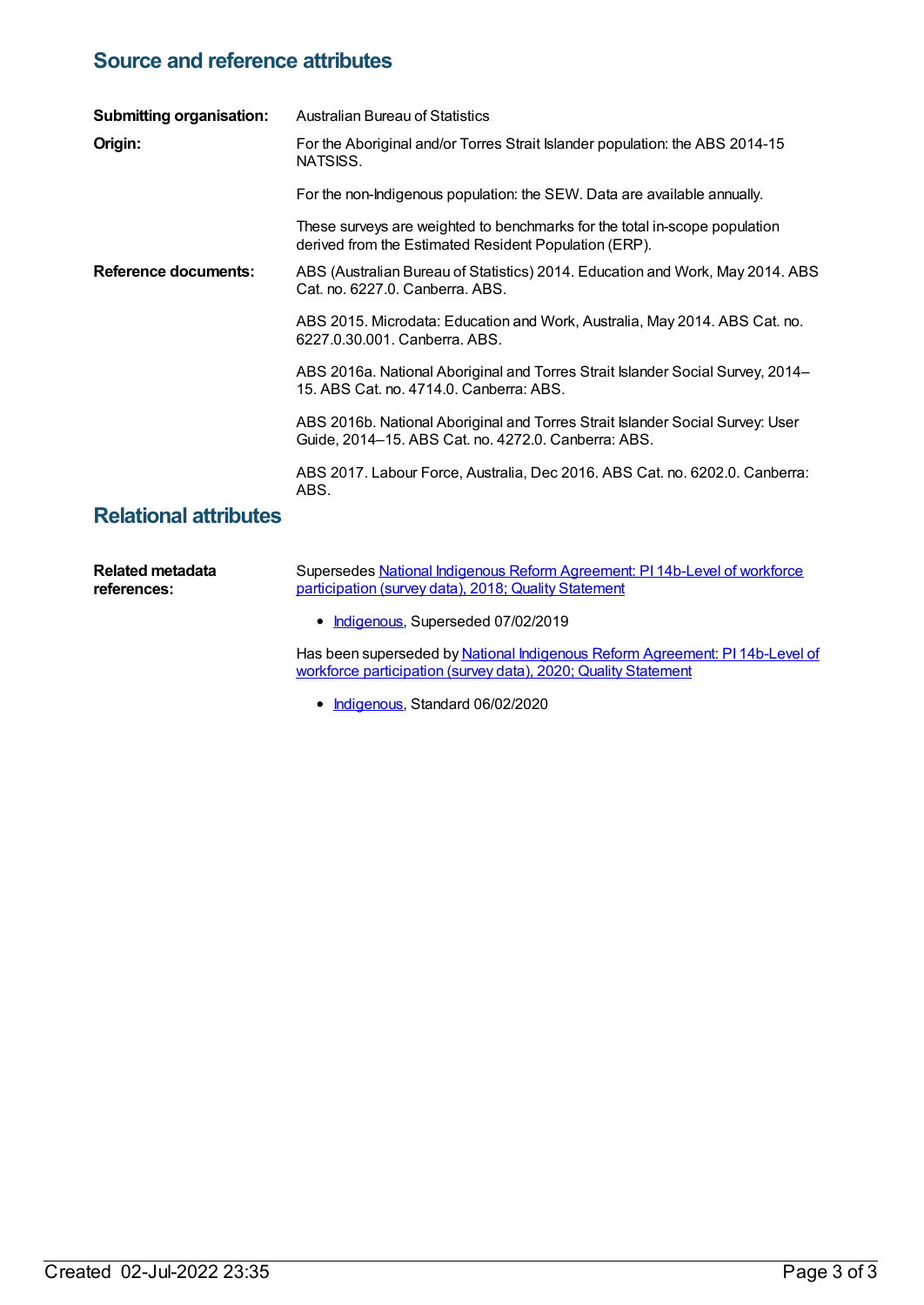## Source and reference attributes

**Submitting organisation:** Australian Bureau of Statistics

**Origin:** For the Aboriginal and/or Torres Strait Islander population: the ABS 2014-15 NATSISS.

For the non-Indigenous population: the SEW. Data are available annually.

These surveys are weighted to benchmarks for the total in-scope population derived from the Estimated Resident Population (ERP).

**Reference documents:** ABS (Australian Bureau of Statistics) 2014. Education and Work, May 2014. ABS Cat. no. 6227.0. Canberra. ABS.

ABS 2015. Microdata: Education and Work, Australia, May 2014. ABS Cat. no. 6227.0.30.001. Canberra. ABS.

ABS 2016a. National Aboriginal and Torres Strait Islander Social Survey, 2014–15. ABS Cat. no. 4714.0. Canberra: ABS.

ABS 2016b. National Aboriginal and Torres Strait Islander Social Survey: User Guide, 2014–15. ABS Cat. no. 4272.0. Canberra: ABS.

ABS 2017. Labour Force, Australia, Dec 2016. ABS Cat. no. 6202.0. Canberra: ABS.

## Relational attributes

**Related metadata references:** Supersedes National Indigenous Reform Agreement: PI 14b-Level of workforce participation (survey data), 2018; Quality Statement

- Indigenous, Superseded 07/02/2019

Has been superseded by National Indigenous Reform Agreement: PI 14b-Level of workforce participation (survey data), 2020; Quality Statement

- Indigenous, Standard 06/02/2020